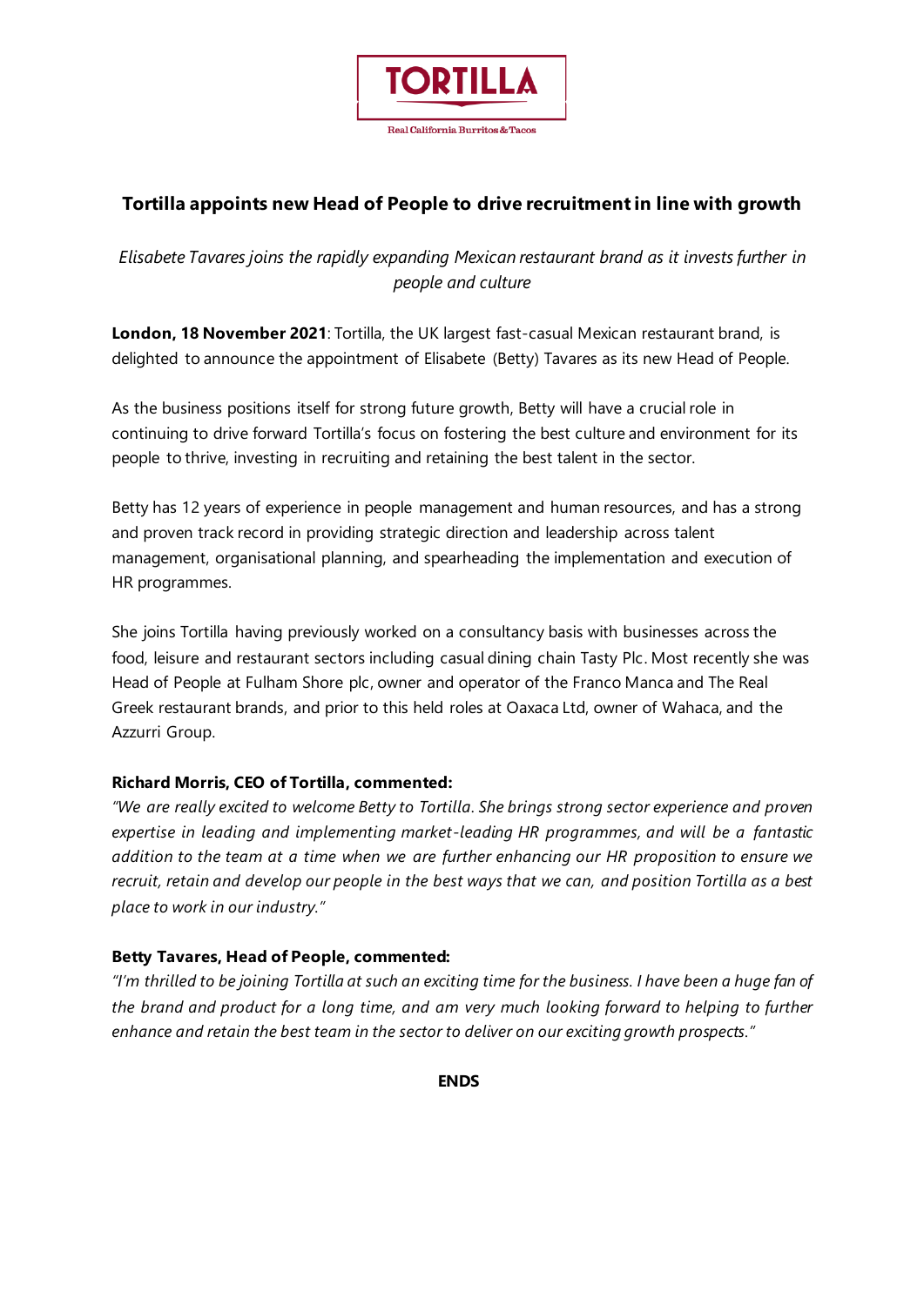TORTILLA

Real California Burritos & Tacos

# Tortilla appoints new Head of People to drive recruitment in line with growth

*Elisabete Tavares joins the rapidly expanding Mexican restaurant brand as it invests further in people and culture*

**London, 18 November 2021**: Tortilla, the UK largest fast-casual Mexican restaurant brand, is delighted to announce the appointment of Elisabete (Betty) Tavares as its new Head of People.

As the business positions itself for strong future growth, Betty will have a crucial role in continuing to drive forward Tortilla's focus on fostering the best culture and environment for its people to thrive, investing in recruiting and retaining the best talent in the sector.

Betty has 12 years of experience in people management and human resources, and has a strong and proven track record in providing strategic direction and leadership across talent management, organisational planning, and spearheading the implementation and execution of HR programmes.

She joins Tortilla having previously worked on a consultancy basis with businesses across the food, leisure and restaurant sectors including casual dining chain Tasty Plc. Most recently she was Head of People at Fulham Shore plc, owner and operator of the Franco Manca and The Real Greek restaurant brands, and prior to this held roles at Oaxaca Ltd, owner of Wahaca, and the Azzurri Group.

**Richard Morris, CEO of Tortilla, commented:**

*"We are really excited to welcome Betty to Tortilla. She brings strong sector experience and proven expertise in leading and implementing market-leading HR programmes, and will be a fantastic addition to the team at a time when we are further enhancing our HR proposition to ensure we recruit, retain and develop our people in the best ways that we can, and position Tortilla as a best place to work in our industry."*

**Betty Tavares, Head of People, commented:**

*"I'm thrilled to be joining Tortilla at such an exciting time for the business. I have been a huge fan of the brand and product for a long time, and am very much looking forward to helping to further enhance and retain the best team in the sector to deliver on our exciting growth prospects."*

**ENDS**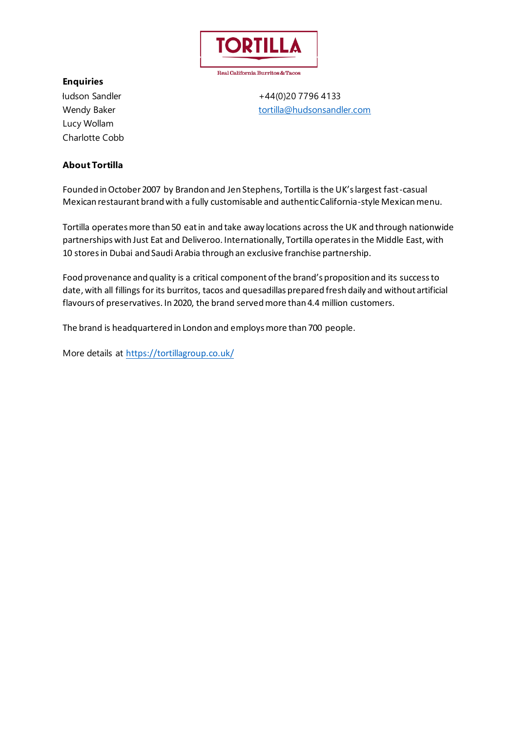TORTILLA

Real California Burritos & Tacos

**Enquiries**

| | |
|---|---|
| Hudson Sandler | +44(0)20 7796 4133 |
| Wendy Baker | tortilla@hudsonsandler.com |
| Lucy Wollam | |
| Charlotte Cobb | |

**About Tortilla**

Founded in October 2007 by Brandon and Jen Stephens, Tortilla is the UK's largest fast-casual Mexican restaurant brand with a fully customisable and authentic California-style Mexican menu.

Tortilla operates more than 50 eat in and take away locations across the UK and through nationwide partnerships with Just Eat and Deliveroo. Internationally, Tortilla operates in the Middle East, with 10 stores in Dubai and Saudi Arabia through an exclusive franchise partnership.

Food provenance and quality is a critical component of the brand's proposition and its success to date, with all fillings for its burritos, tacos and quesadillas prepared fresh daily and without artificial flavours of preservatives. In 2020, the brand served more than 4.4 million customers.

The brand is headquartered in London and employs more than 700 people.

More details at https://tortillagroup.co.uk/